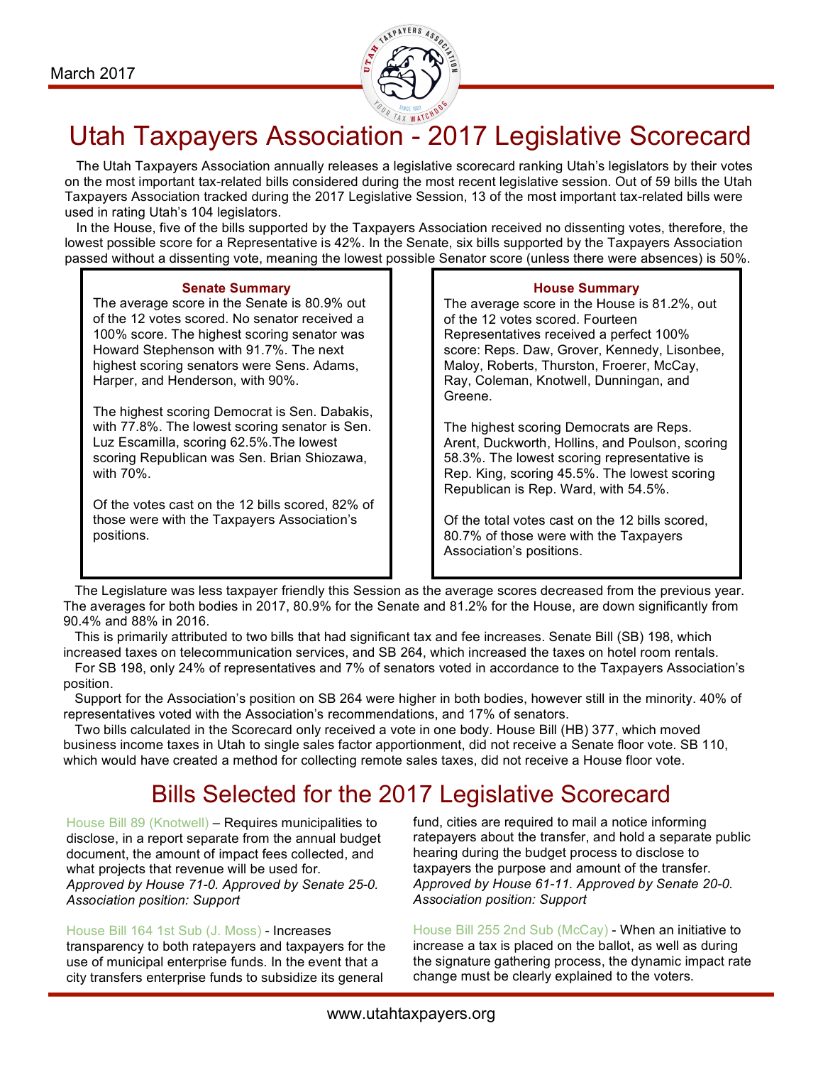March 2017

# Utah Taxpayers Association - 2017 Legislative Scorecard

The Utah Taxpayers Association annually releases a legislative scorecard ranking Utah's legislators by their votes on the most important tax-related bills considered during the most recent legislative session. Out of 59 bills the Utah Taxpayers Association tracked during the 2017 Legislative Session, 13 of the most important tax-related bills were used in rating Utah's 104 legislators.

In the House, five of the bills supported by the Taxpayers Association received no dissenting votes, therefore, the lowest possible score for a Representative is 42%. In the Senate, six bills supported by the Taxpayers Association passed without a dissenting vote, meaning the lowest possible Senator score (unless there were absences) is 50%.

### Senate Summary

The average score in the Senate is 80.9% out of the 12 votes scored. No senator received a 100% score. The highest scoring senator was Howard Stephenson with 91.7%. The next highest scoring senators were Sens. Adams, Harper, and Henderson, with 90%.

The highest scoring Democrat is Sen. Dabakis, with 77.8%. The lowest scoring senator is Sen. Luz Escamilla, scoring 62.5%.The lowest scoring Republican was Sen. Brian Shiozawa, with 70%.

Of the votes cast on the 12 bills scored, 82% of those were with the Taxpayers Association's positions.

### House Summary

The average score in the House is 81.2%, out of the 12 votes scored. Fourteen Representatives received a perfect 100% score: Reps. Daw, Grover, Kennedy, Lisonbee, Maloy, Roberts, Thurston, Froerer, McCay, Ray, Coleman, Knotwell, Dunningan, and Greene.

The highest scoring Democrats are Reps. Arent, Duckworth, Hollins, and Poulson, scoring 58.3%. The lowest scoring representative is Rep. King, scoring 45.5%. The lowest scoring Republican is Rep. Ward, with 54.5%.

Of the total votes cast on the 12 bills scored, 80.7% of those were with the Taxpayers Association's positions.

The Legislature was less taxpayer friendly this Session as the average scores decreased from the previous year. The averages for both bodies in 2017, 80.9% for the Senate and 81.2% for the House, are down significantly from 90.4% and 88% in 2016.

This is primarily attributed to two bills that had significant tax and fee increases. Senate Bill (SB) 198, which increased taxes on telecommunication services, and SB 264, which increased the taxes on hotel room rentals.

For SB 198, only 24% of representatives and 7% of senators voted in accordance to the Taxpayers Association's position.

Support for the Association's position on SB 264 were higher in both bodies, however still in the minority. 40% of representatives voted with the Association's recommendations, and 17% of senators.

Two bills calculated in the Scorecard only received a vote in one body. House Bill (HB) 377, which moved business income taxes in Utah to single sales factor apportionment, did not receive a Senate floor vote. SB 110, which would have created a method for collecting remote sales taxes, did not receive a House floor vote.

## Bills Selected for the 2017 Legislative Scorecard

House Bill 89 (Knotwell) – Requires municipalities to disclose, in a report separate from the annual budget document, the amount of impact fees collected, and what projects that revenue will be used for.
*Approved by House 71-0. Approved by Senate 25-0. Association position: Support*

House Bill 164 1st Sub (J. Moss) - Increases transparency to both ratepayers and taxpayers for the use of municipal enterprise funds. In the event that a city transfers enterprise funds to subsidize its general fund, cities are required to mail a notice informing ratepayers about the transfer, and hold a separate public hearing during the budget process to disclose to taxpayers the purpose and amount of the transfer.
*Approved by House 61-11. Approved by Senate 20-0. Association position: Support*

House Bill 255 2nd Sub (McCay) - When an initiative to increase a tax is placed on the ballot, as well as during the signature gathering process, the dynamic impact rate change must be clearly explained to the voters.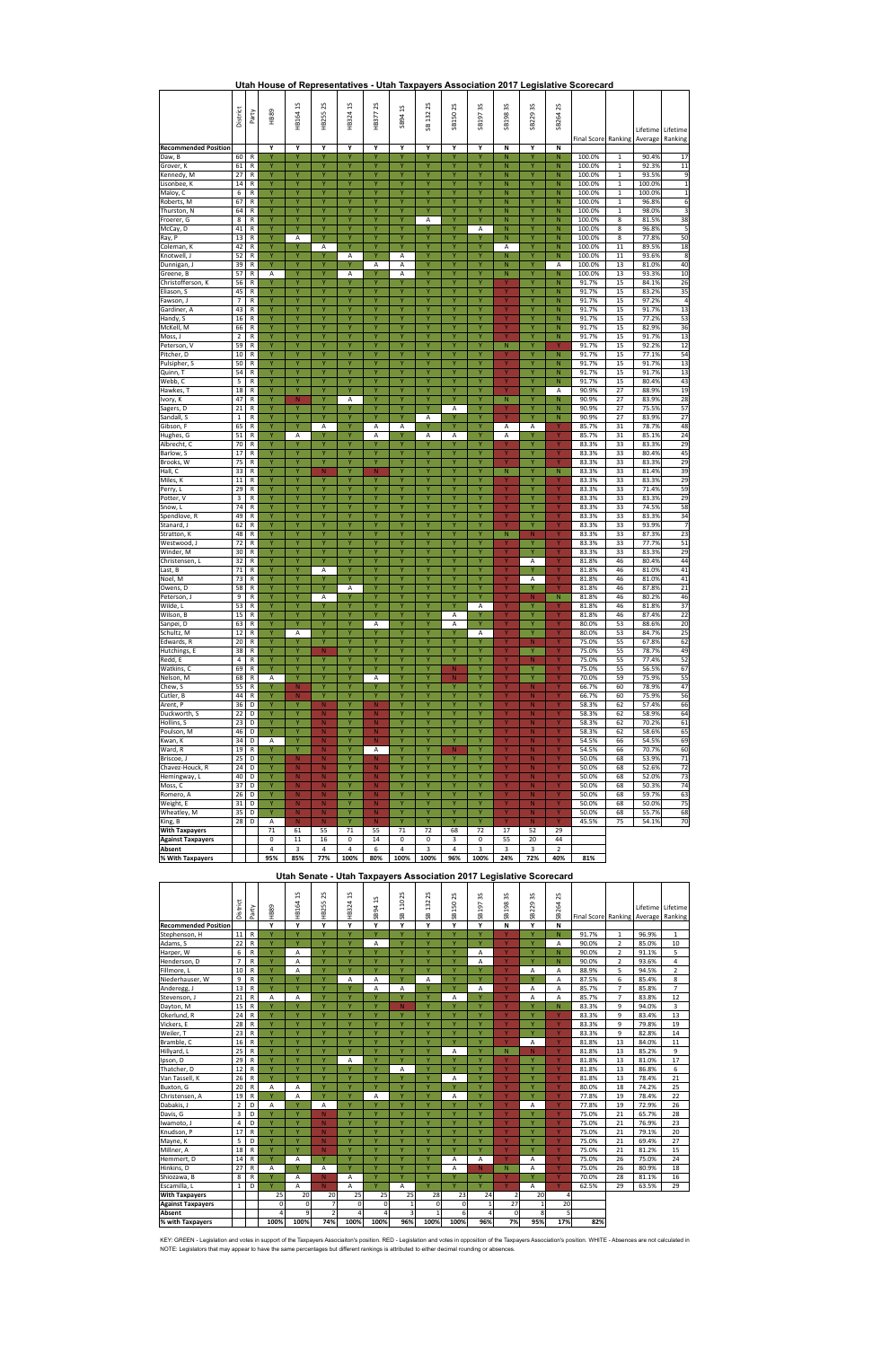## Utah House of Representatives - Utah Taxpayers Association 2017 Legislative Scorecard

| | District | Party | HB89 | HB164 1S | HB255 2S | HB324 1S | HB377 2S | SB94 1S | SB 132 2S | SB150 2S | SB197 3S | SB198 3S | SB229 3S | SB264 2S | Final Score | Ranking | Lifetime Average | Lifetime Ranking |
|---|---|---|---|---|---|---|---|---|---|---|---|---|---|---|---|---|---|---|
| **Recommended Position** | | | Y | Y | Y | Y | Y | Y | Y | Y | Y | N | Y | N | | | | |
| Daw, B | 60 | R | Y | Y | Y | Y | Y | Y | Y | Y | Y | N | Y | N | 100.0% | 1 | 90.4% | 17 |
| Grover, K | 61 | R | Y | Y | Y | Y | Y | Y | Y | Y | Y | N | Y | N | 100.0% | 1 | 92.3% | 11 |
| Kennedy, M | 27 | R | Y | Y | Y | Y | Y | Y | Y | Y | Y | N | Y | N | 100.0% | 1 | 93.5% | 9 |
| Lisonbee, K | 14 | R | Y | Y | Y | Y | Y | Y | Y | Y | Y | N | Y | N | 100.0% | 1 | 100.0% | 1 |
| Maloy, C | 6 | R | Y | Y | Y | Y | Y | Y | Y | Y | Y | N | Y | N | 100.0% | 1 | 100.0% | 1 |
| Roberts, M | 67 | R | Y | Y | Y | Y | Y | Y | Y | Y | Y | N | Y | N | 100.0% | 1 | 96.8% | 6 |
| Thurston, N | 64 | R | Y | Y | Y | Y | Y | Y | Y | Y | Y | N | Y | N | 100.0% | 1 | 98.0% | 3 |
| Froerer, G | 8 | R | Y | Y | Y | Y | Y | Y | A | Y | Y | N | Y | N | 100.0% | 8 | 81.5% | 38 |
| McCay, D | 41 | R | Y | Y | Y | Y | Y | Y | Y | Y | A | N | Y | N | 100.0% | 8 | 96.8% | 5 |
| Ray, P | 13 | R | Y | A | Y | Y | Y | Y | Y | Y | Y | N | Y | N | 100.0% | 8 | 77.8% | 50 |
| Coleman, K | 42 | R | Y | Y | A | Y | Y | Y | Y | Y | Y | A | Y | N | 100.0% | 11 | 89.5% | 18 |
| Knotwell, J | 52 | R | Y | Y | Y | A | Y | A | Y | Y | Y | N | Y | N | 100.0% | 11 | 93.6% | 8 |
| Dunnigan, J | 39 | R | Y | Y | Y | Y | A | Y | Y | Y | Y | N | Y | A | 100.0% | 13 | 81.0% | 40 |
| Greene, B | 57 | R | A | Y | Y | A | Y | A | Y | Y | Y | N | Y | N | 100.0% | 13 | 93.3% | 10 |
| Christofferson, K | 56 | R | Y | Y | Y | Y | Y | Y | Y | Y | Y | Y | Y | N | 91.7% | 15 | 84.1% | 26 |
| Eliason, S | 45 | R | Y | Y | Y | Y | Y | Y | Y | Y | Y | Y | Y | N | 91.7% | 15 | 83.2% | 35 |
| Fawson, J | 7 | R | Y | Y | Y | Y | Y | Y | Y | Y | Y | Y | Y | N | 91.7% | 15 | 97.2% | 4 |
| Gardiner, A | 43 | R | Y | Y | Y | Y | Y | Y | Y | Y | Y | Y | Y | N | 91.7% | 15 | 91.7% | 13 |
| Handy, S | 16 | R | Y | Y | Y | Y | Y | Y | Y | Y | Y | Y | Y | N | 91.7% | 15 | 77.2% | 53 |
| McKell, M | 66 | R | Y | Y | Y | Y | Y | Y | Y | Y | Y | Y | Y | N | 91.7% | 15 | 82.9% | 36 |
| Moss, J | 2 | R | Y | Y | Y | Y | Y | Y | Y | Y | Y | Y | Y | N | 91.7% | 15 | 91.7% | 13 |
| Peterson, V | 59 | R | Y | Y | Y | Y | Y | Y | Y | Y | Y | N | Y | Y | 91.7% | 15 | 92.2% | 12 |
| Pitcher, D | 10 | R | Y | Y | Y | Y | Y | Y | Y | Y | Y | Y | Y | N | 91.7% | 15 | 77.1% | 54 |
| Pulsipher, S | 50 | R | Y | Y | Y | Y | Y | Y | Y | Y | Y | Y | Y | N | 91.7% | 15 | 91.7% | 13 |
| Quinn, T | 54 | R | Y | Y | Y | Y | Y | Y | Y | Y | Y | Y | Y | N | 91.7% | 15 | 91.7% | 13 |
| Webb, C | 5 | R | Y | Y | Y | Y | Y | Y | Y | Y | Y | Y | Y | N | 91.7% | 15 | 80.4% | 43 |
| Hawkes, T | 18 | R | Y | Y | Y | Y | Y | Y | Y | Y | Y | Y | Y | A | 90.9% | 27 | 88.9% | 19 |
| Ivory, K | 47 | R | Y | N | Y | A | Y | Y | Y | Y | Y | N | Y | N | 90.9% | 27 | 83.9% | 28 |
| Sagers, D | 21 | R | Y | Y | Y | Y | Y | Y | Y | A | Y | Y | Y | N | 90.9% | 27 | 75.5% | 57 |
| Sandall, S | 1 | R | Y | Y | Y | Y | Y | Y | A | Y | Y | Y | Y | N | 90.9% | 27 | 83.9% | 27 |
| Gibson, F | 65 | R | Y | Y | A | Y | A | A | Y | Y | Y | A | A | Y | 85.7% | 31 | 78.7% | 48 |
| Hughes, G | 51 | R | Y | A | Y | Y | A | Y | A | A | Y | A | Y | Y | 85.7% | 31 | 85.1% | 24 |
| Albrecht, C | 70 | R | Y | Y | Y | Y | Y | Y | Y | Y | Y | Y | Y | Y | 83.3% | 33 | 83.3% | 29 |
| Barlow, S | 17 | R | Y | Y | Y | Y | Y | Y | Y | Y | Y | Y | Y | Y | 83.3% | 33 | 80.4% | 45 |
| Brooks, W | 75 | R | Y | Y | Y | Y | Y | Y | Y | Y | Y | Y | Y | Y | 83.3% | 33 | 83.3% | 29 |
| Hall, C | 33 | R | Y | Y | N | Y | N | Y | Y | Y | Y | N | Y | N | 83.3% | 33 | 81.4% | 39 |
| Miles, K | 11 | R | Y | Y | Y | Y | Y | Y | Y | Y | Y | Y | Y | Y | 83.3% | 33 | 83.3% | 29 |
| Perry, L | 29 | R | Y | Y | Y | Y | Y | Y | Y | Y | Y | Y | Y | Y | 83.3% | 33 | 71.4% | 59 |
| Potter, V | 3 | R | Y | Y | Y | Y | Y | Y | Y | Y | Y | Y | Y | Y | 83.3% | 33 | 83.3% | 29 |
| Snow, L | 74 | R | Y | Y | Y | Y | Y | Y | Y | Y | Y | Y | Y | Y | 83.3% | 33 | 74.5% | 58 |
| Spendlove, R | 49 | R | Y | Y | Y | Y | Y | Y | Y | Y | Y | Y | Y | Y | 83.3% | 33 | 83.3% | 34 |
| Stanard, J | 62 | R | Y | Y | Y | Y | Y | Y | Y | Y | Y | Y | Y | Y | 83.3% | 33 | 93.9% | 7 |
| Stratton, K | 48 | R | Y | Y | Y | Y | Y | Y | Y | Y | Y | N | N | Y | 83.3% | 33 | 87.3% | 23 |
| Westwood, J | 72 | R | Y | Y | Y | Y | Y | Y | Y | Y | Y | Y | Y | Y | 83.3% | 33 | 77.7% | 51 |
| Winder, M | 30 | R | Y | Y | Y | Y | Y | Y | Y | Y | Y | Y | Y | Y | 83.3% | 33 | 83.3% | 29 |
| Christensen, L | 32 | R | Y | Y | Y | Y | Y | Y | Y | Y | Y | Y | A | Y | 81.8% | 46 | 80.4% | 44 |
| Last, B | 71 | R | Y | Y | A | Y | Y | Y | Y | Y | Y | Y | Y | Y | 81.8% | 46 | 81.0% | 41 |
| Noel, M | 73 | R | Y | Y | Y | Y | Y | Y | Y | Y | Y | Y | A | Y | 81.8% | 46 | 81.0% | 41 |
| Owens, D | 58 | R | Y | Y | Y | A | Y | Y | Y | Y | Y | Y | Y | Y | 81.8% | 46 | 87.8% | 21 |
| Peterson, J | 9 | R | Y | Y | A | Y | Y | Y | Y | Y | Y | Y | N | N | 81.8% | 46 | 80.2% | 46 |
| Wilde, L | 53 | R | Y | Y | Y | Y | Y | Y | Y | Y | A | Y | Y | Y | 81.8% | 46 | 81.8% | 37 |
| Wilson, B | 15 | R | Y | Y | Y | Y | Y | Y | Y | A | Y | Y | Y | Y | 81.8% | 46 | 87.4% | 22 |
| Sanpei, D | 63 | R | Y | Y | Y | Y | A | Y | Y | A | Y | Y | Y | Y | 80.0% | 53 | 88.6% | 20 |
| Schultz, M | 12 | R | Y | A | Y | Y | Y | Y | Y | Y | A | Y | Y | Y | 80.0% | 53 | 84.7% | 25 |
| Edwards, R | 20 | R | Y | Y | Y | Y | Y | Y | Y | Y | Y | Y | N | Y | 75.0% | 55 | 67.8% | 62 |
| Hutchings, E | 38 | R | Y | Y | N | Y | Y | Y | Y | Y | Y | Y | Y | Y | 75.0% | 55 | 78.7% | 49 |
| Redd, E | 4 | R | Y | Y | Y | Y | Y | Y | Y | Y | Y | Y | N | Y | 75.0% | 55 | 77.4% | 52 |
| Watkins, C | 69 | R | Y | Y | Y | Y | Y | Y | Y | N | Y | Y | Y | Y | 75.0% | 55 | 56.5% | 67 |
| Nelson, M | 68 | R | A | Y | Y | Y | A | Y | Y | N | Y | Y | Y | Y | 70.0% | 59 | 75.9% | 55 |
| Chew, S | 55 | R | Y | N | Y | Y | Y | Y | Y | Y | Y | Y | N | Y | 66.7% | 60 | 78.9% | 47 |
| Cutler, B | 44 | R | Y | N | Y | Y | Y | Y | Y | Y | Y | Y | N | Y | 66.7% | 60 | 75.9% | 56 |
| Arent, P | 36 | D | Y | Y | N | Y | N | Y | Y | Y | Y | Y | N | Y | 58.3% | 62 | 57.4% | 66 |
| Duckworth, S | 22 | D | Y | Y | N | Y | N | Y | Y | Y | Y | Y | N | Y | 58.3% | 62 | 58.9% | 64 |
| Hollins, S | 23 | D | Y | Y | N | Y | N | Y | Y | Y | Y | Y | N | Y | 58.3% | 62 | 70.2% | 61 |
| Poulson, M | 46 | D | Y | Y | N | Y | N | Y | Y | Y | Y | Y | N | Y | 58.3% | 62 | 58.6% | 65 |
| Kwan, K | 34 | D | A | Y | N | Y | N | Y | Y | Y | Y | Y | N | Y | 54.5% | 66 | 54.5% | 69 |
| Ward, R | 19 | R | Y | Y | N | Y | A | Y | Y | N | Y | Y | N | Y | 54.5% | 66 | 70.7% | 60 |
| Briscoe, J | 25 | D | Y | N | N | Y | N | Y | Y | Y | Y | Y | N | Y | 50.0% | 68 | 53.9% | 71 |
| Chavez-Houck, R | 24 | D | Y | N | N | Y | N | Y | Y | Y | Y | Y | N | Y | 50.0% | 68 | 52.6% | 72 |
| Hemingway, L | 40 | D | Y | N | N | Y | N | Y | Y | Y | Y | Y | N | Y | 50.0% | 68 | 52.0% | 73 |
| Moss, C | 37 | D | Y | N | N | Y | N | Y | Y | Y | Y | Y | N | Y | 50.0% | 68 | 50.3% | 74 |
| Romero, A | 26 | D | Y | N | N | Y | N | Y | Y | Y | Y | Y | N | Y | 50.0% | 68 | 59.7% | 63 |
| Weight, E | 31 | D | Y | N | N | Y | N | Y | Y | Y | Y | Y | N | Y | 50.0% | 68 | 50.0% | 75 |
| Wheatley, M | 35 | D | Y | N | N | Y | N | Y | Y | Y | Y | Y | N | Y | 50.0% | 68 | 55.7% | 68 |
| King, B | 28 | D | A | N | N | Y | N | Y | Y | Y | Y | Y | N | Y | 45.5% | 75 | 54.1% | 70 |
| **With Taxpayers** | | | 71 | 61 | 55 | 71 | 55 | 71 | 72 | 68 | 72 | 17 | 52 | 29 | | | | |
| **Against Taxpayers** | | | 0 | 11 | 16 | 0 | 14 | 0 | 0 | 3 | 0 | 55 | 20 | 44 | | | | |
| **Absent** | | | 4 | 3 | 4 | 4 | 6 | 4 | 3 | 4 | 3 | 3 | 3 | 2 | | | | |
| **% With Taxpayers** | | | 95% | 85% | 77% | 100% | 80% | 100% | 100% | 96% | 100% | 24% | 72% | 40% | 81% | | | |

## Utah Senate - Utah Taxpayers Association 2017 Legislative Scorecard

| | District | Party | HB89 | HB164 1S | HB255 2S | HB324 1S | SB94 1S | SB 110 2S | SB 132 2S | SB150 2S | SB197 3S | SB198 3S | SB229 3S | SB264 2S | Final Score | Ranking | Lifetime Average | Lifetime Ranking |
|---|---|---|---|---|---|---|---|---|---|---|---|---|---|---|---|---|---|---|
| **Recommended Position** | | | Y | Y | Y | Y | Y | Y | Y | Y | Y | N | Y | N | | | | |
| Stephenson, H | 11 | R | Y | Y | Y | Y | Y | Y | Y | Y | Y | Y | Y | N | 91.7% | 1 | 96.9% | 1 |
| Adams, S | 22 | R | Y | Y | Y | Y | A | Y | Y | Y | Y | Y | Y | A | 90.0% | 2 | 85.0% | 10 |
| Harper, W | 6 | R | Y | A | Y | Y | Y | Y | Y | Y | A | Y | Y | N | 90.0% | 2 | 91.1% | 5 |
| Henderson, D | 7 | R | Y | A | Y | Y | Y | Y | Y | Y | A | Y | Y | N | 90.0% | 2 | 93.6% | 4 |
| Fillmore, L | 10 | R | Y | A | Y | Y | Y | Y | Y | Y | Y | Y | A | A | 88.9% | 5 | 94.5% | 2 |
| Niederhauser, W | 9 | R | Y | Y | Y | A | A | Y | A | Y | Y | Y | Y | A | 87.5% | 6 | 85.4% | 8 |
| Anderegg, J | 13 | R | Y | Y | Y | Y | A | A | Y | Y | A | Y | A | A | 85.7% | 7 | 85.8% | 7 |
| Stevenson, J | 21 | R | A | A | Y | Y | Y | Y | Y | A | Y | Y | A | A | 85.7% | 7 | 83.8% | 12 |
| Dayton, M | 15 | R | Y | Y | Y | Y | Y | N | Y | Y | Y | Y | Y | N | 83.3% | 9 | 94.0% | 3 |
| Okerlund, R | 24 | R | Y | Y | Y | Y | Y | Y | Y | Y | Y | Y | Y | Y | 83.3% | 9 | 83.4% | 13 |
| Vickers, E | 28 | R | Y | Y | Y | Y | Y | Y | Y | Y | Y | Y | Y | Y | 83.3% | 9 | 79.8% | 19 |
| Weiler, T | 23 | R | Y | Y | Y | Y | Y | Y | Y | Y | Y | Y | Y | Y | 83.3% | 9 | 82.8% | 14 |
| Bramble, C | 16 | R | Y | Y | Y | Y | Y | Y | Y | Y | Y | Y | A | Y | 81.8% | 13 | 84.0% | 11 |
| Hillyard, L | 25 | R | Y | Y | Y | Y | Y | Y | Y | A | Y | N | N | Y | 81.8% | 13 | 85.2% | 9 |
| Ipson, D | 29 | R | Y | Y | Y | A | Y | Y | Y | Y | Y | Y | Y | Y | 81.8% | 13 | 81.0% | 17 |
| Thatcher, D | 12 | R | Y | Y | Y | Y | Y | A | Y | Y | Y | Y | Y | Y | 81.8% | 13 | 86.8% | 6 |
| Van Tassell, K | 26 | R | Y | Y | Y | Y | Y | Y | Y | A | Y | Y | Y | Y | 81.8% | 13 | 78.4% | 21 |
| Buxton, G | 20 | R | A | A | Y | Y | Y | Y | Y | Y | Y | Y | Y | Y | 80.0% | 18 | 74.2% | 25 |
| Christensen, A | 19 | R | Y | A | Y | Y | A | Y | Y | A | Y | Y | Y | Y | 77.8% | 19 | 78.4% | 22 |
| Dabakis, J | 2 | D | A | Y | A | Y | Y | Y | Y | Y | Y | Y | A | Y | 77.8% | 19 | 72.9% | 26 |
| Davis, G | 3 | D | Y | Y | N | Y | Y | Y | Y | Y | Y | Y | Y | Y | 75.0% | 21 | 65.7% | 28 |
| Iwamoto, J | 4 | D | Y | Y | N | Y | Y | Y | Y | Y | Y | Y | Y | Y | 75.0% | 21 | 76.9% | 23 |
| Knudson, P | 17 | R | Y | Y | N | Y | Y | Y | Y | Y | Y | Y | Y | Y | 75.0% | 21 | 79.1% | 20 |
| Mayne, K | 5 | D | Y | Y | N | Y | Y | Y | Y | Y | Y | Y | Y | Y | 75.0% | 21 | 69.4% | 27 |
| Millner, A | 18 | R | Y | Y | N | Y | Y | Y | Y | Y | Y | Y | Y | Y | 75.0% | 21 | 81.2% | 15 |
| Hemmert, D | 14 | R | Y | A | Y | Y | Y | Y | Y | A | A | Y | A | Y | 75.0% | 26 | 75.0% | 24 |
| Hinkins, D | 27 | R | A | Y | A | Y | Y | Y | Y | A | N | N | A | Y | 75.0% | 26 | 80.9% | 18 |
| Shiozawa, B | 8 | R | Y | A | N | A | Y | Y | Y | Y | Y | Y | Y | Y | 70.0% | 28 | 81.1% | 16 |
| Escamilla, L | 1 | D | Y | A | N | A | Y | A | Y | Y | Y | Y | A | Y | 62.5% | 29 | 63.5% | 29 |
| **With Taxpayers** | | | 25 | 20 | 20 | 25 | 25 | 25 | 28 | 23 | 24 | 2 | 20 | 4 | | | | |
| **Against Taxpayers** | | | 0 | 0 | 7 | 0 | 0 | 1 | 0 | 0 | 1 | 27 | 1 | 20 | | | | |
| **Absent** | | | 4 | 9 | 2 | 4 | 4 | 3 | 1 | 6 | 4 | 0 | 8 | 5 | | | | |
| **% with Taxpayers** | | | 100% | 100% | 74% | 100% | 100% | 96% | 100% | 100% | 96% | 7% | 95% | 17% | 82% | | | |

KEY: GREEN - Legislation and votes in support of the Taxpayers Asscoiaiton's position. RED - Legislation and votes in opposition of the Taxpayers Association's position. WHITE - Absences are not calculated in
NOTE: Legislators that may appear to have the same percentages but different rankings is attributed to either decimal rounding or absences.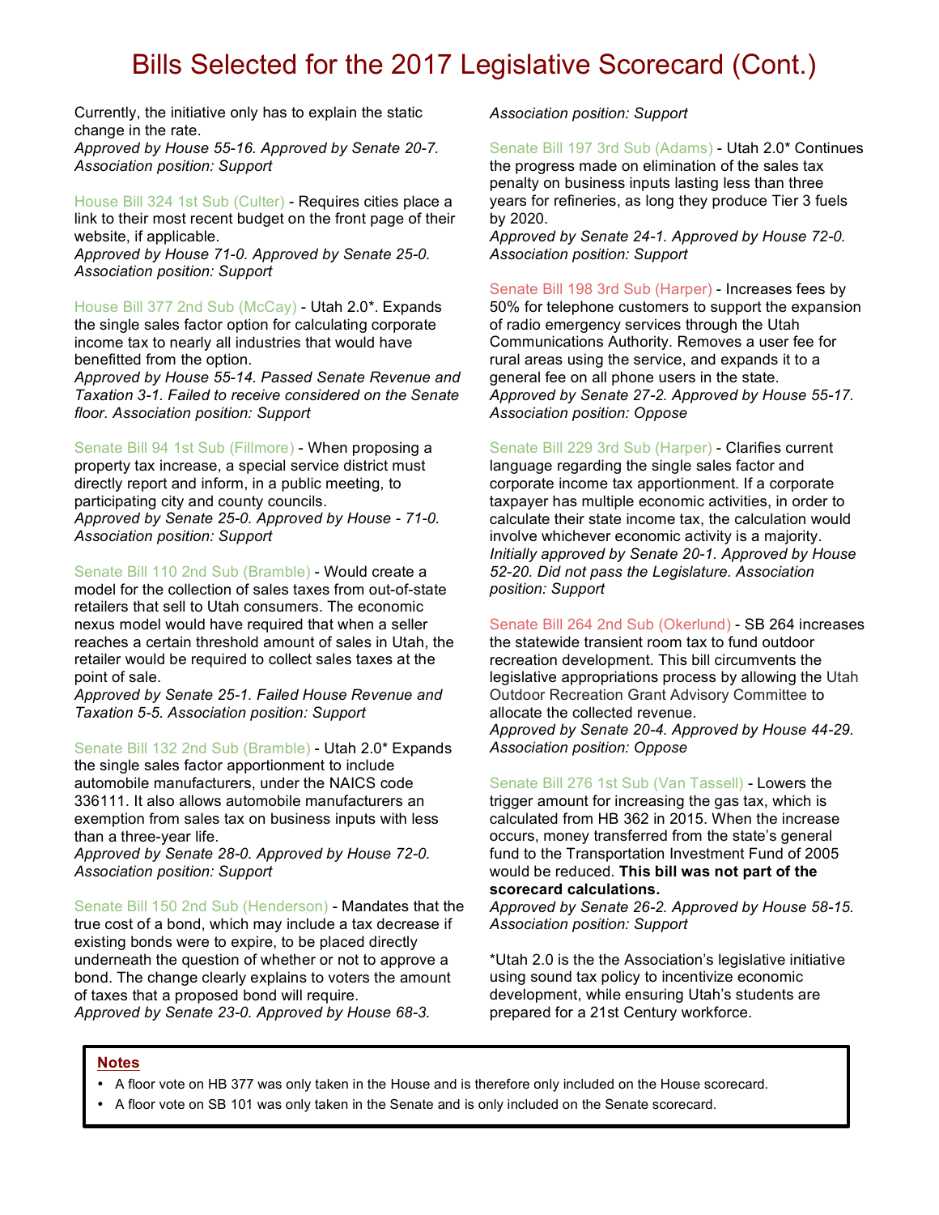# Bills Selected for the 2017 Legislative Scorecard (Cont.)

Currently, the initiative only has to explain the static change in the rate.
*Approved by House 55-16. Approved by Senate 20-7. Association position: Support*

House Bill 324 1st Sub (Culter) - Requires cities place a link to their most recent budget on the front page of their website, if applicable.
*Approved by House 71-0. Approved by Senate 25-0. Association position: Support*

House Bill 377 2nd Sub (McCay) - Utah 2.0*. Expands the single sales factor option for calculating corporate income tax to nearly all industries that would have benefitted from the option.
*Approved by House 55-14. Passed Senate Revenue and Taxation 3-1. Failed to receive considered on the Senate floor. Association position: Support*

Senate Bill 94 1st Sub (Fillmore) - When proposing a property tax increase, a special service district must directly report and inform, in a public meeting, to participating city and county councils.
*Approved by Senate 25-0. Approved by House - 71-0. Association position: Support*

Senate Bill 110 2nd Sub (Bramble) - Would create a model for the collection of sales taxes from out-of-state retailers that sell to Utah consumers. The economic nexus model would have required that when a seller reaches a certain threshold amount of sales in Utah, the retailer would be required to collect sales taxes at the point of sale.
*Approved by Senate 25-1. Failed House Revenue and Taxation 5-5. Association position: Support*

Senate Bill 132 2nd Sub (Bramble) - Utah 2.0* Expands the single sales factor apportionment to include automobile manufacturers, under the NAICS code 336111. It also allows automobile manufacturers an exemption from sales tax on business inputs with less than a three-year life.
*Approved by Senate 28-0. Approved by House 72-0. Association position: Support*

Senate Bill 150 2nd Sub (Henderson) - Mandates that the true cost of a bond, which may include a tax decrease if existing bonds were to expire, to be placed directly underneath the question of whether or not to approve a bond. The change clearly explains to voters the amount of taxes that a proposed bond will require.
*Approved by Senate 23-0. Approved by House 68-3. Association position: Support*

Senate Bill 197 3rd Sub (Adams) - Utah 2.0* Continues the progress made on elimination of the sales tax penalty on business inputs lasting less than three years for refineries, as long they produce Tier 3 fuels by 2020.
*Approved by Senate 24-1. Approved by House 72-0. Association position: Support*

Senate Bill 198 3rd Sub (Harper) - Increases fees by 50% for telephone customers to support the expansion of radio emergency services through the Utah Communications Authority. Removes a user fee for rural areas using the service, and expands it to a general fee on all phone users in the state.
*Approved by Senate 27-2. Approved by House 55-17. Association position: Oppose*

Senate Bill 229 3rd Sub (Harper) - Clarifies current language regarding the single sales factor and corporate income tax apportionment. If a corporate taxpayer has multiple economic activities, in order to calculate their state income tax, the calculation would involve whichever economic activity is a majority.
*Initially approved by Senate 20-1. Approved by House 52-20. Did not pass the Legislature. Association position: Support*

Senate Bill 264 2nd Sub (Okerlund) - SB 264 increases the statewide transient room tax to fund outdoor recreation development. This bill circumvents the legislative appropriations process by allowing the Utah Outdoor Recreation Grant Advisory Committee to allocate the collected revenue.
*Approved by Senate 20-4. Approved by House 44-29. Association position: Oppose*

Senate Bill 276 1st Sub (Van Tassell) - Lowers the trigger amount for increasing the gas tax, which is calculated from HB 362 in 2015. When the increase occurs, money transferred from the state's general fund to the Transportation Investment Fund of 2005 would be reduced. **This bill was not part of the scorecard calculations.**
*Approved by Senate 26-2. Approved by House 58-15. Association position: Support*

*Utah 2.0 is the the Association's legislative initiative using sound tax policy to incentivize economic development, while ensuring Utah's students are prepared for a 21st Century workforce.

**Notes**

- A floor vote on HB 377 was only taken in the House and is therefore only included on the House scorecard.
- A floor vote on SB 101 was only taken in the Senate and is only included on the Senate scorecard.